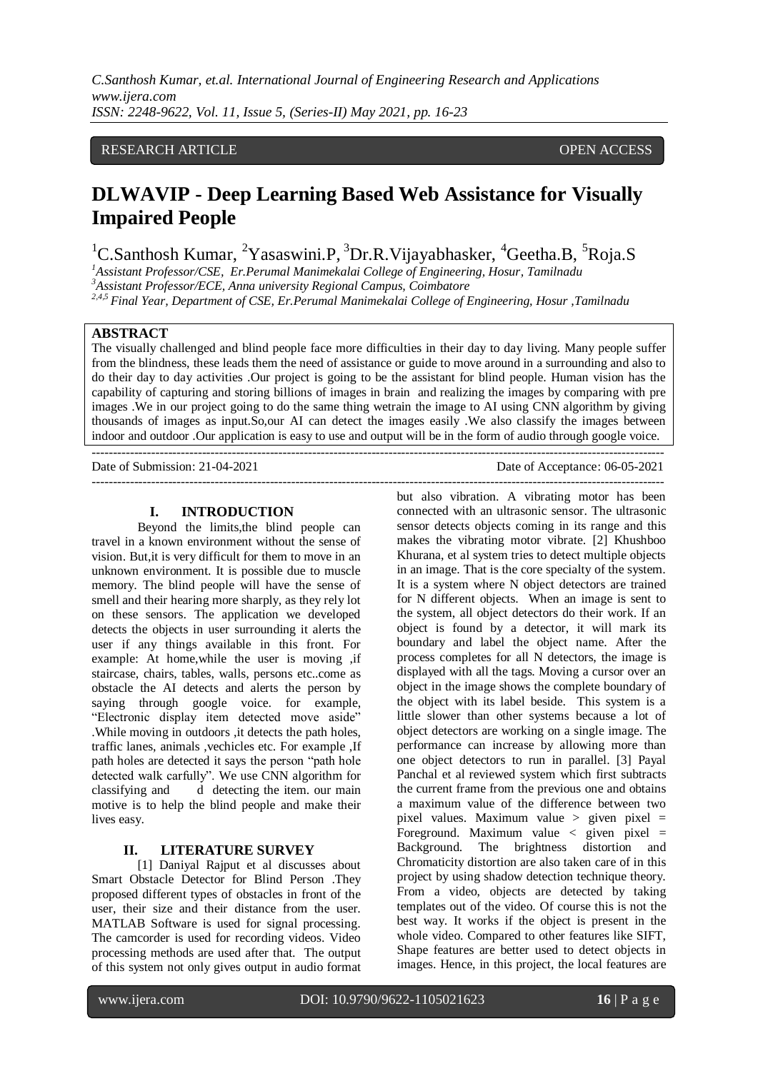RESEARCH ARTICLE OPEN ACCESS

# DLWAVIP - Deep Learning Based Web Assistance for Visually Impaired People

[1]C.Santhosh Kumar, [2]Yasaswini.P, [3]Dr.R.Vijayabhasker, [4]Geetha.B, [5]Roja.S

*[1]Assistant Professor/CSE, Er.Perumal Manimekalai College of Engineering, Hosur, Tamilnadu*
*[3]Assistant Professor/ECE, Anna university Regional Campus, Coimbatore*
*[2,4,5] Final Year, Department of CSE, Er.Perumal Manimekalai College of Engineering, Hosur ,Tamilnadu*

## ABSTRACT

The visually challenged and blind people face more difficulties in their day to day living. Many people suffer from the blindness, these leads them the need of assistance or guide to move around in a surrounding and also to do their day to day activities .Our project is going to be the assistant for blind people. Human vision has the capability of capturing and storing billions of images in brain and realizing the images by comparing with pre images .We in our project going to do the same thing wetrain the image to AI using CNN algorithm by giving thousands of images as input.So,our AI can detect the images easily .We also classify the images between indoor and outdoor .Our application is easy to use and output will be in the form of audio through google voice.

---

Date of Submission: 21-04-2021 Date of Acceptance: 06-05-2021

---

## I. INTRODUCTION

Beyond the limits,the blind people can travel in a known environment without the sense of vision. But,it is very difficult for them to move in an unknown environment. It is possible due to muscle memory. The blind people will have the sense of smell and their hearing more sharply, as they rely lot on these sensors. The application we developed detects the objects in user surrounding it alerts the user if any things available in this front. For example: At home,while the user is moving ,if staircase, chairs, tables, walls, persons etc..come as obstacle the AI detects and alerts the person by saying through google voice. for example, "Electronic display item detected move aside" .While moving in outdoors ,it detects the path holes, traffic lanes, animals ,vechicles etc. For example ,If path holes are detected it says the person "path hole detected walk carfully". We use CNN algorithm for classifying and d detecting the item. our main motive is to help the blind people and make their lives easy.

## II. LITERATURE SURVEY

[1] Daniyal Rajput et al discusses about Smart Obstacle Detector for Blind Person .They proposed different types of obstacles in front of the user, their size and their distance from the user. MATLAB Software is used for signal processing. The camcorder is used for recording videos. Video processing methods are used after that. The output of this system not only gives output in audio format but also vibration. A vibrating motor has been connected with an ultrasonic sensor. The ultrasonic sensor detects objects coming in its range and this makes the vibrating motor vibrate. [2] Khushboo Khurana, et al system tries to detect multiple objects in an image. That is the core specialty of the system. It is a system where N object detectors are trained for N different objects. When an image is sent to the system, all object detectors do their work. If an object is found by a detector, it will mark its boundary and label the object name. After the process completes for all N detectors, the image is displayed with all the tags. Moving a cursor over an object in the image shows the complete boundary of the object with its label beside. This system is a little slower than other systems because a lot of object detectors are working on a single image. The performance can increase by allowing more than one object detectors to run in parallel. [3] Payal Panchal et al reviewed system which first subtracts the current frame from the previous one and obtains a maximum value of the difference between two pixel values. Maximum value > given pixel = Foreground. Maximum value < given pixel = Background. The brightness distortion and Chromaticity distortion are also taken care of in this project by using shadow detection technique theory. From a video, objects are detected by taking templates out of the video. Of course this is not the best way. It works if the object is present in the whole video. Compared to other features like SIFT, Shape features are better used to detect objects in images. Hence, in this project, the local features are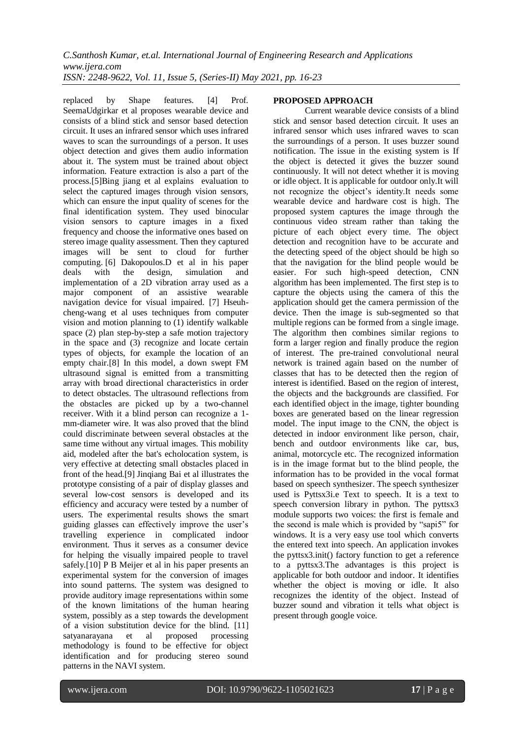replaced by Shape features. [4] Prof. SeemaUdgirkar et al proposes wearable device and consists of a blind stick and sensor based detection circuit. It uses an infrared sensor which uses infrared waves to scan the surroundings of a person. It uses object detection and gives them audio information about it. The system must be trained about object information. Feature extraction is also a part of the process.[5]Bing jiang et al explains evaluation to select the captured images through vision sensors, which can ensure the input quality of scenes for the final identification system. They used binocular vision sensors to capture images in a fixed frequency and choose the informative ones based on stereo image quality assessment. Then they captured images will be sent to cloud for further computing. [6] Dakopoulos.D et al in his paper deals with the design, simulation and implementation of a 2D vibration array used as a major component of an assistive wearable navigation device for visual impaired. [7] Hseuh-cheng-wang et al uses techniques from computer vision and motion planning to (1) identify walkable space (2) plan step-by-step a safe motion trajectory in the space and (3) recognize and locate certain types of objects, for example the location of an empty chair.[8] In this model, a down swept FM ultrasound signal is emitted from a transmitting array with broad directional characteristics in order to detect obstacles. The ultrasound reflections from the obstacles are picked up by a two-channel receiver. With it a blind person can recognize a 1-mm-diameter wire. It was also proved that the blind could discriminate between several obstacles at the same time without any virtual images. This mobility aid, modeled after the bat's echolocation system, is very effective at detecting small obstacles placed in front of the head.[9] Jinqiang Bai et al illustrates the prototype consisting of a pair of display glasses and several low-cost sensors is developed and its efficiency and accuracy were tested by a number of users. The experimental results shows the smart guiding glasses can effectively improve the user's travelling experience in complicated indoor environment. Thus it serves as a consumer device for helping the visually impaired people to travel safely.[10] P B Meijer et al in his paper presents an experimental system for the conversion of images into sound patterns. The system was designed to provide auditory image representations within some of the known limitations of the human hearing system, possibly as a step towards the development of a vision substitution device for the blind. [11] satyanarayana et al proposed processing methodology is found to be effective for object identification and for producing stereo sound patterns in the NAVI system.

## PROPOSED APPROACH

Current wearable device consists of a blind stick and sensor based detection circuit. It uses an infrared sensor which uses infrared waves to scan the surroundings of a person. It uses buzzer sound notification. The issue in the existing system is If the object is detected it gives the buzzer sound continuously. It will not detect whether it is moving or idle object. It is applicable for outdoor only.It will not recognize the object's identity.It needs some wearable device and hardware cost is high. The proposed system captures the image through the continuous video stream rather than taking the picture of each object every time. The object detection and recognition have to be accurate and the detecting speed of the object should be high so that the navigation for the blind people would be easier. For such high-speed detection, CNN algorithm has been implemented. The first step is to capture the objects using the camera of this the application should get the camera permission of the device. Then the image is sub-segmented so that multiple regions can be formed from a single image. The algorithm then combines similar regions to form a larger region and finally produce the region of interest. The pre-trained convolutional neural network is trained again based on the number of classes that has to be detected then the region of interest is identified. Based on the region of interest, the objects and the backgrounds are classified. For each identified object in the image, tighter bounding boxes are generated based on the linear regression model. The input image to the CNN, the object is detected in indoor environment like person, chair, bench and outdoor environments like car, bus, animal, motorcycle etc. The recognized information is in the image format but to the blind people, the information has to be provided in the vocal format based on speech synthesizer. The speech synthesizer used is Pyttsx3i.e Text to speech. It is a text to speech conversion library in python. The pyttsx3 module supports two voices: the first is female and the second is male which is provided by "sapi5" for windows. It is a very easy use tool which converts the entered text into speech. An application invokes the pyttsx3.init() factory function to get a reference to a pyttsx3.The advantages is this project is applicable for both outdoor and indoor. It identifies whether the object is moving or idle. It also recognizes the identity of the object. Instead of buzzer sound and vibration it tells what object is present through google voice.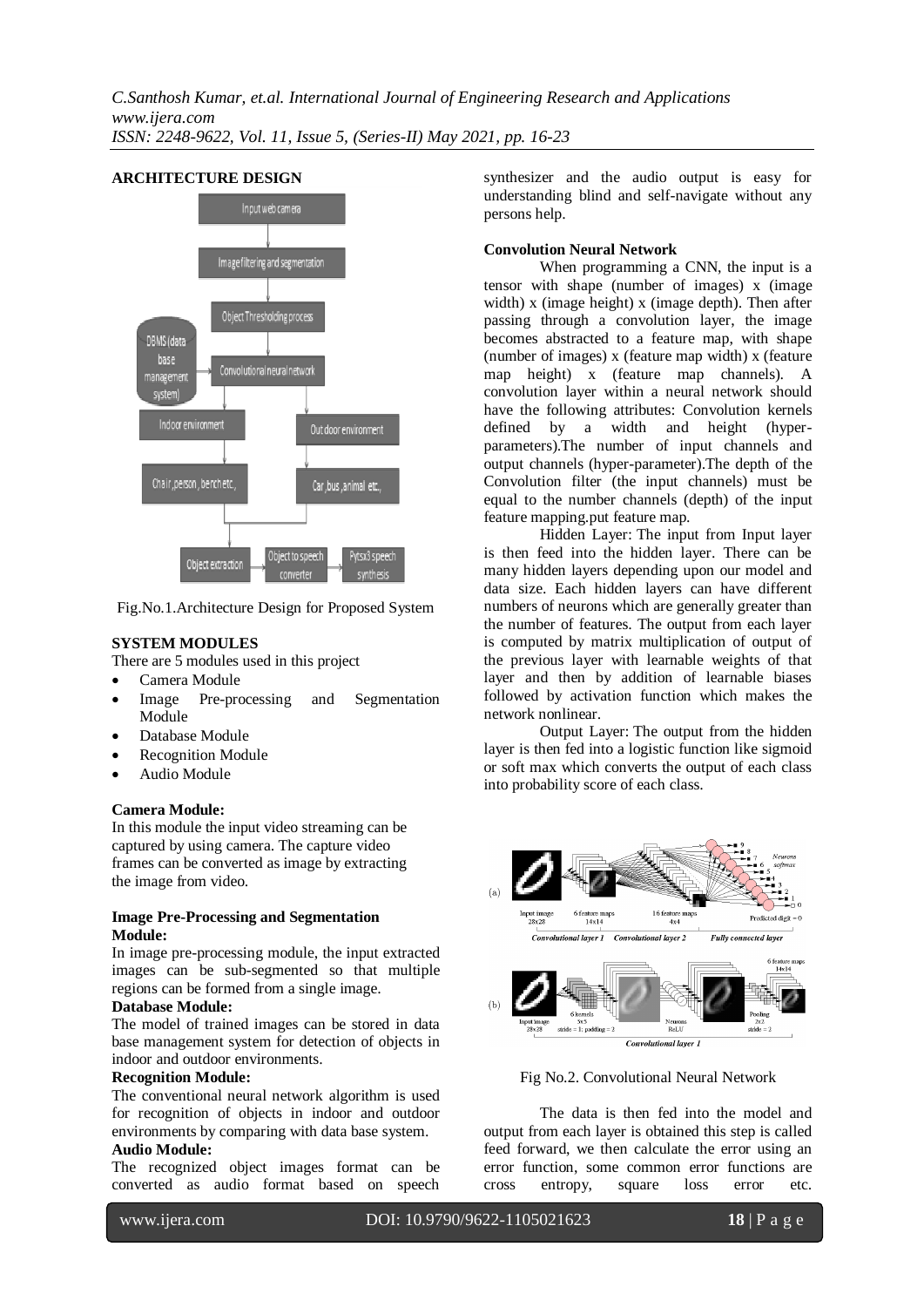**ARCHITECTURE DESIGN**

Fig.No.1.Architecture Design for Proposed System

**SYSTEM MODULES**

There are 5 modules used in this project

- Camera Module
- Image Pre-processing and Segmentation Module
- Database Module
- Recognition Module
- Audio Module

**Camera Module:**

In this module the input video streaming can be captured by using camera. The capture video frames can be converted as image by extracting the image from video.

**Image Pre-Processing and Segmentation Module:**

In image pre-processing module, the input extracted images can be sub-segmented so that multiple regions can be formed from a single image.

**Database Module:**

The model of trained images can be stored in data base management system for detection of objects in indoor and outdoor environments.

**Recognition Module:**

The conventional neural network algorithm is used for recognition of objects in indoor and outdoor environments by comparing with data base system.

**Audio Module:**

The recognized object images format can be converted as audio format based on speech synthesizer and the audio output is easy for understanding blind and self-navigate without any persons help.

**Convolution Neural Network**

When programming a CNN, the input is a tensor with shape (number of images) x (image width) x (image height) x (image depth). Then after passing through a convolution layer, the image becomes abstracted to a feature map, with shape (number of images) x (feature map width) x (feature map height) x (feature map channels). A convolution layer within a neural network should have the following attributes: Convolution kernels defined by a width and height (hyper-parameters).The number of input channels and output channels (hyper-parameter).The depth of the Convolution filter (the input channels) must be equal to the number channels (depth) of the input feature mapping.put feature map.

Hidden Layer: The input from Input layer is then feed into the hidden layer. There can be many hidden layers depending upon our model and data size. Each hidden layers can have different numbers of neurons which are generally greater than the number of features. The output from each layer is computed by matrix multiplication of output of the previous layer with learnable weights of that layer and then by addition of learnable biases followed by activation function which makes the network nonlinear.

Output Layer: The output from the hidden layer is then fed into a logistic function like sigmoid or soft max which converts the output of each class into probability score of each class.

Fig No.2. Convolutional Neural Network

The data is then fed into the model and output from each layer is obtained this step is called feed forward, we then calculate the error using an error function, some common error functions are cross entropy, square loss error etc.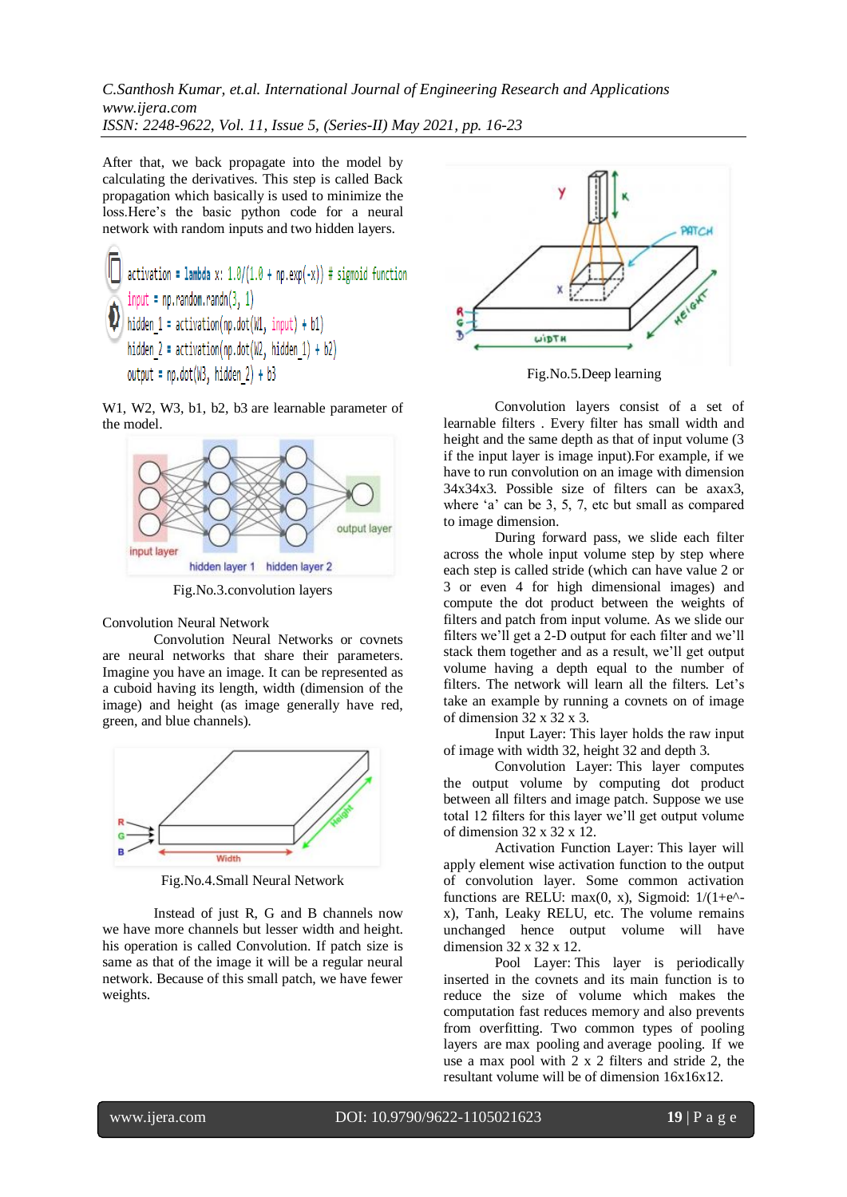After that, we back propagate into the model by calculating the derivatives. This step is called Back propagation which basically is used to minimize the loss.Here's the basic python code for a neural network with random inputs and two hidden layers.

```
activation = lambda x: 1.0/(1.0 + np.exp(-x)) # sigmoid function
input = np.random.randn(3, 1)
hidden_1 = activation(np.dot(W1, input) + b1)
hidden_2 = activation(np.dot(W2, hidden_1) + b2)
output = np.dot(W3, hidden_2) + b3
```

W1, W2, W3, b1, b2, b3 are learnable parameter of the model.

Fig.No.3.convolution layers

Convolution Neural Network

Convolution Neural Networks or covnets are neural networks that share their parameters. Imagine you have an image. It can be represented as a cuboid having its length, width (dimension of the image) and height (as image generally have red, green, and blue channels).

Fig.No.4.Small Neural Network

Instead of just R, G and B channels now we have more channels but lesser width and height. his operation is called Convolution. If patch size is same as that of the image it will be a regular neural network. Because of this small patch, we have fewer weights.

Fig.No.5.Deep learning

Convolution layers consist of a set of learnable filters . Every filter has small width and height and the same depth as that of input volume (3 if the input layer is image input).For example, if we have to run convolution on an image with dimension 34x34x3. Possible size of filters can be axax3, where 'a' can be 3, 5, 7, etc but small as compared to image dimension.

During forward pass, we slide each filter across the whole input volume step by step where each step is called stride (which can have value 2 or 3 or even 4 for high dimensional images) and compute the dot product between the weights of filters and patch from input volume. As we slide our filters we'll get a 2-D output for each filter and we'll stack them together and as a result, we'll get output volume having a depth equal to the number of filters. The network will learn all the filters. Let's take an example by running a covnets on of image of dimension 32 x 32 x 3.

Input Layer: This layer holds the raw input of image with width 32, height 32 and depth 3.

Convolution Layer: This layer computes the output volume by computing dot product between all filters and image patch. Suppose we use total 12 filters for this layer we'll get output volume of dimension 32 x 32 x 12.

Activation Function Layer: This layer will apply element wise activation function to the output of convolution layer. Some common activation functions are RELU: max(0, x), Sigmoid: 1/(1+e^-x), Tanh, Leaky RELU, etc. The volume remains unchanged hence output volume will have dimension 32 x 32 x 12.

Pool Layer: This layer is periodically inserted in the covnets and its main function is to reduce the size of volume which makes the computation fast reduces memory and also prevents from overfitting. Two common types of pooling layers are max pooling and average pooling. If we use a max pool with 2 x 2 filters and stride 2, the resultant volume will be of dimension 16x16x12.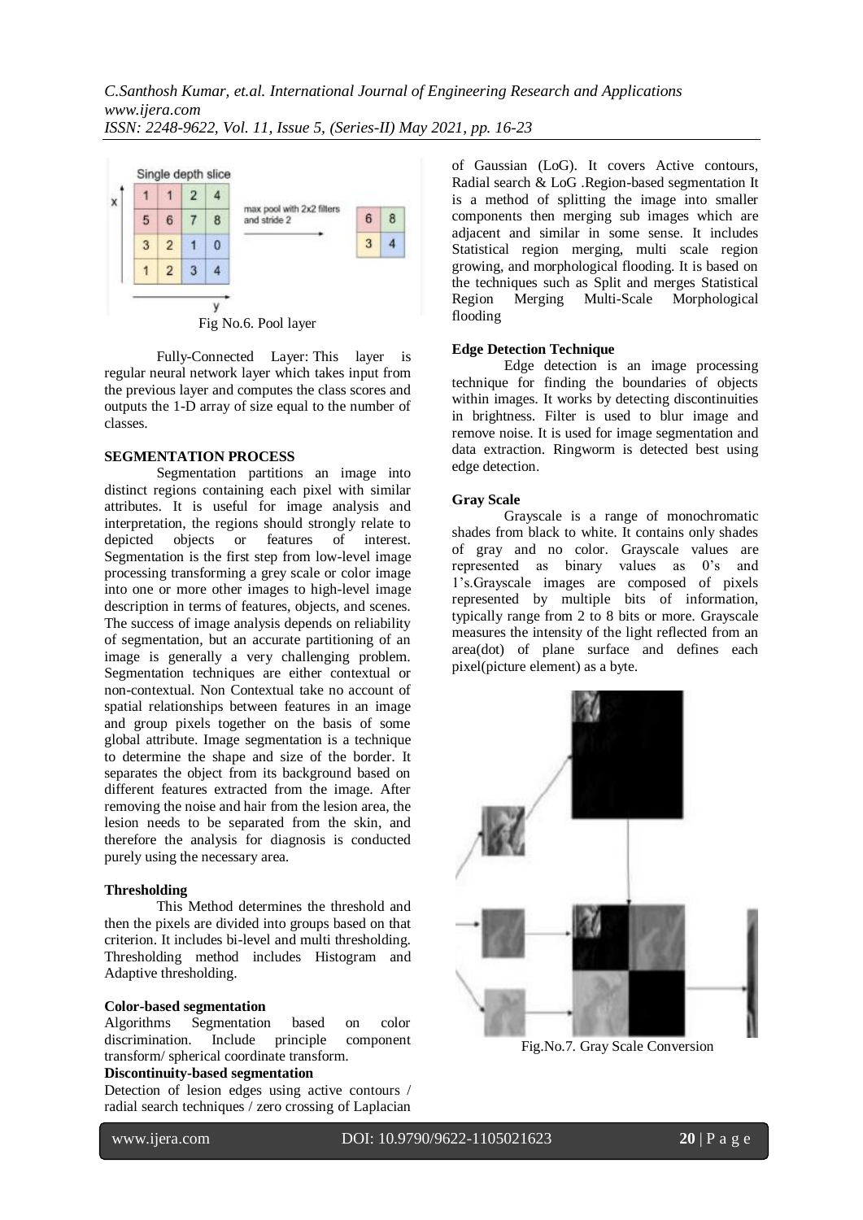Fig No.6. Pool layer

Fully-Connected Layer: This layer is regular neural network layer which takes input from the previous layer and computes the class scores and outputs the 1-D array of size equal to the number of classes.

**SEGMENTATION PROCESS**

Segmentation partitions an image into distinct regions containing each pixel with similar attributes. It is useful for image analysis and interpretation, the regions should strongly relate to depicted objects or features of interest. Segmentation is the first step from low-level image processing transforming a grey scale or color image into one or more other images to high-level image description in terms of features, objects, and scenes. The success of image analysis depends on reliability of segmentation, but an accurate partitioning of an image is generally a very challenging problem. Segmentation techniques are either contextual or non-contextual. Non Contextual take no account of spatial relationships between features in an image and group pixels together on the basis of some global attribute. Image segmentation is a technique to determine the shape and size of the border. It separates the object from its background based on different features extracted from the image. After removing the noise and hair from the lesion area, the lesion needs to be separated from the skin, and therefore the analysis for diagnosis is conducted purely using the necessary area.

**Thresholding**

This Method determines the threshold and then the pixels are divided into groups based on that criterion. It includes bi-level and multi thresholding. Thresholding method includes Histogram and Adaptive thresholding.

**Color-based segmentation**

Algorithms Segmentation based on color discrimination. Include principle component transform/ spherical coordinate transform.

**Discontinuity-based segmentation**

Detection of lesion edges using active contours / radial search techniques / zero crossing of Laplacian of Gaussian (LoG). It covers Active contours, Radial search & LoG .Region-based segmentation It is a method of splitting the image into smaller components then merging sub images which are adjacent and similar in some sense. It includes Statistical region merging, multi scale region growing, and morphological flooding. It is based on the techniques such as Split and merges Statistical Region Merging Multi-Scale Morphological flooding

**Edge Detection Technique**

Edge detection is an image processing technique for finding the boundaries of objects within images. It works by detecting discontinuities in brightness. Filter is used to blur image and remove noise. It is used for image segmentation and data extraction. Ringworm is detected best using edge detection.

**Gray Scale**

Grayscale is a range of monochromatic shades from black to white. It contains only shades of gray and no color. Grayscale values are represented as binary values as 0's and 1's.Grayscale images are composed of pixels represented by multiple bits of information, typically range from 2 to 8 bits or more. Grayscale measures the intensity of the light reflected from an area(dot) of plane surface and defines each pixel(picture element) as a byte.

Fig.No.7. Gray Scale Conversion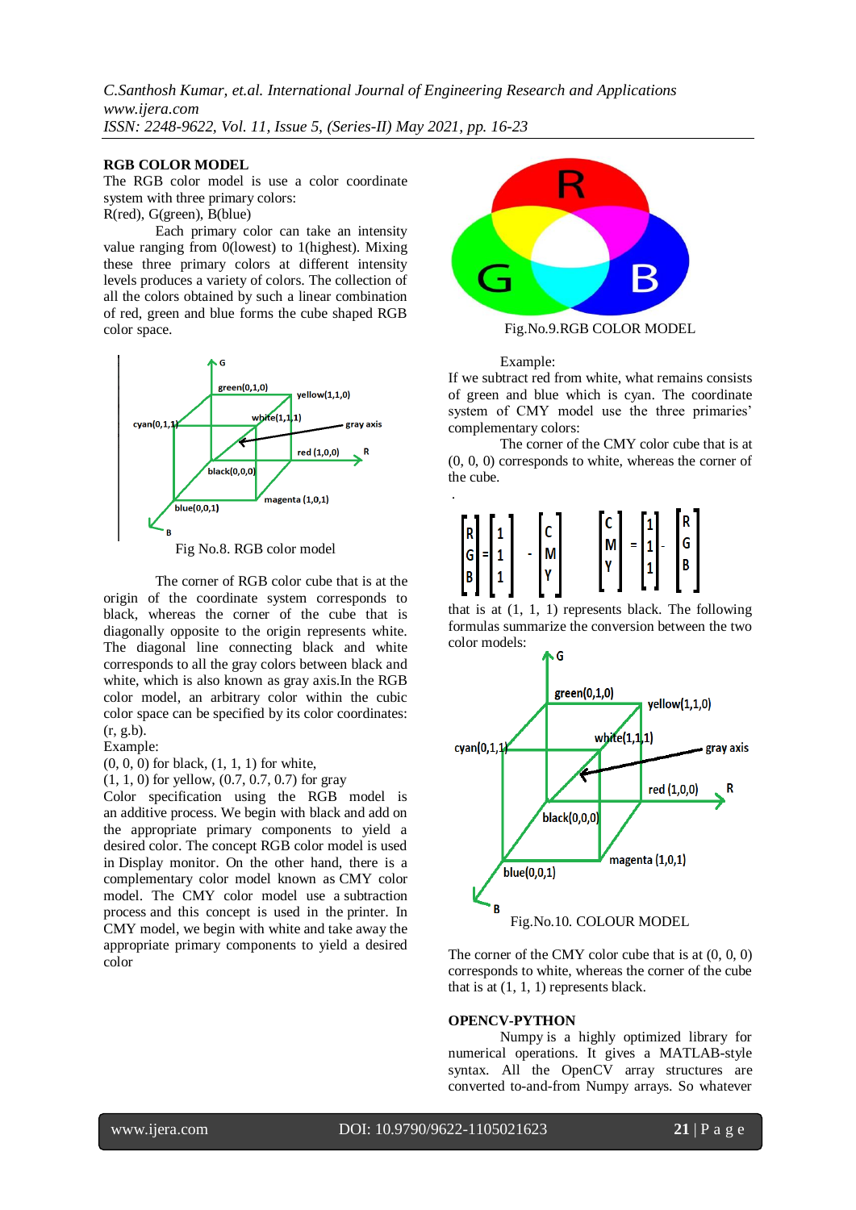## RGB COLOR MODEL

The RGB color model is use a color coordinate system with three primary colors:
R(red), G(green), B(blue)

Each primary color can take an intensity value ranging from 0(lowest) to 1(highest). Mixing these three primary colors at different intensity levels produces a variety of colors. The collection of all the colors obtained by such a linear combination of red, green and blue forms the cube shaped RGB color space.

Fig No.8. RGB color model

The corner of RGB color cube that is at the origin of the coordinate system corresponds to black, whereas the corner of the cube that is diagonally opposite to the origin represents white. The diagonal line connecting black and white corresponds to all the gray colors between black and white, which is also known as gray axis.In the RGB color model, an arbitrary color within the cubic color space can be specified by its color coordinates: (r, g.b).

Example:
(0, 0, 0) for black, (1, 1, 1) for white,
(1, 1, 0) for yellow, (0.7, 0.7, 0.7) for gray

Color specification using the RGB model is an additive process. We begin with black and add on the appropriate primary components to yield a desired color. The concept RGB color model is used in Display monitor. On the other hand, there is a complementary color model known as CMY color model. The CMY color model use a subtraction process and this concept is used in the printer. In CMY model, we begin with white and take away the appropriate primary components to yield a desired color

Fig.No.9.RGB COLOR MODEL

Example:
If we subtract red from white, what remains consists of green and blue which is cyan. The coordinate system of CMY model use the three primaries' complementary colors:

The corner of the CMY color cube that is at (0, 0, 0) corresponds to white, whereas the corner of the cube.

$$\begin{bmatrix} R \\ G \\ B \end{bmatrix} = \begin{bmatrix} 1 \\ 1 \\ 1 \end{bmatrix} - \begin{bmatrix} C \\ M \\ Y \end{bmatrix} \qquad \begin{bmatrix} C \\ M \\ Y \end{bmatrix} = \begin{bmatrix} 1 \\ 1 \\ 1 \end{bmatrix} - \begin{bmatrix} R \\ G \\ B \end{bmatrix}$$

that is at (1, 1, 1) represents black. The following formulas summarize the conversion between the two color models:

Fig.No.10. COLOUR MODEL

The corner of the CMY color cube that is at (0, 0, 0) corresponds to white, whereas the corner of the cube that is at (1, 1, 1) represents black.

## OPENCV-PYTHON

Numpy is a highly optimized library for numerical operations. It gives a MATLAB-style syntax. All the OpenCV array structures are converted to-and-from Numpy arrays. So whatever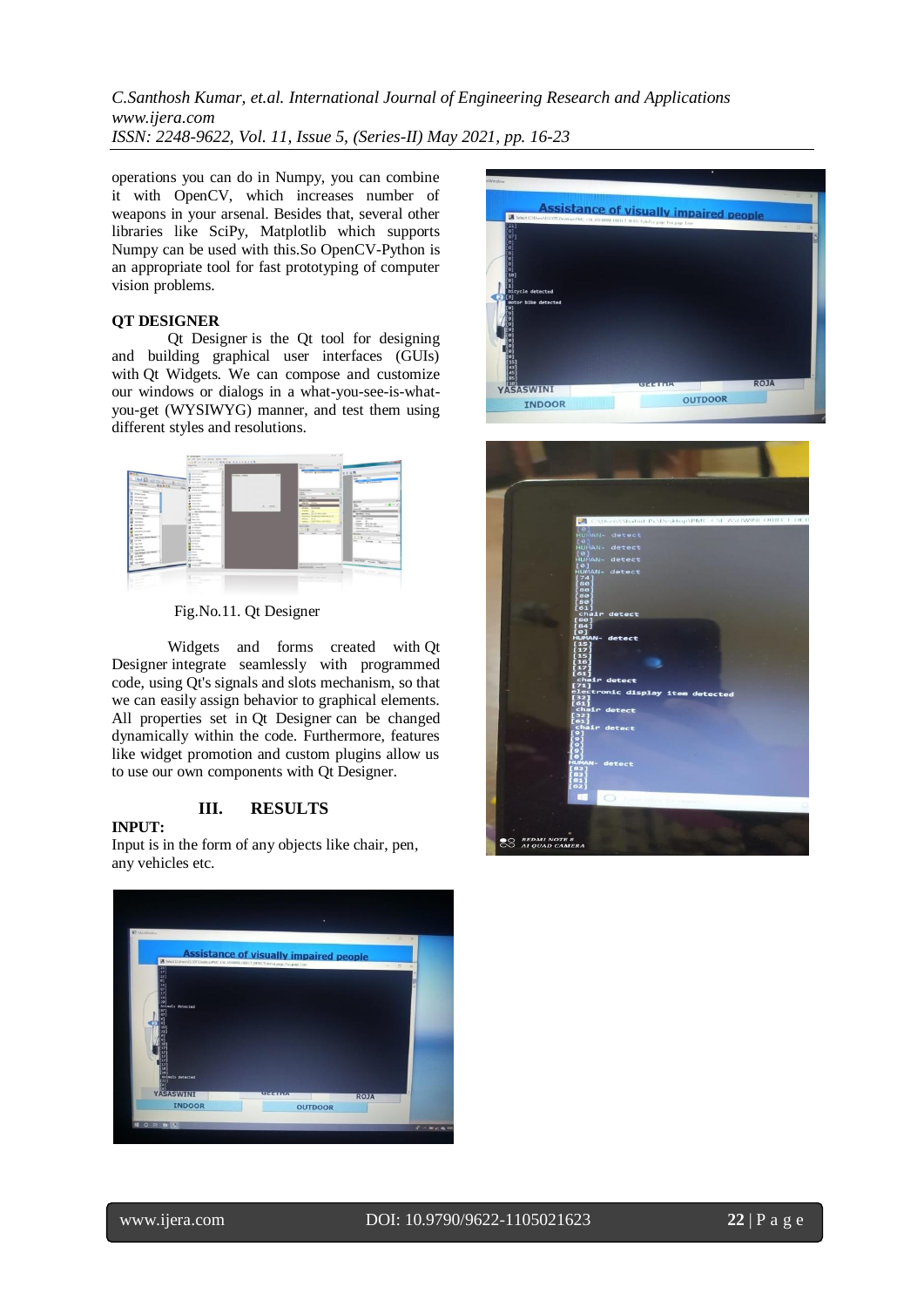operations you can do in Numpy, you can combine it with OpenCV, which increases number of weapons in your arsenal. Besides that, several other libraries like SciPy, Matplotlib which supports Numpy can be used with this.So OpenCV-Python is an appropriate tool for fast prototyping of computer vision problems.

**QT DESIGNER**

Qt Designer is the Qt tool for designing and building graphical user interfaces (GUIs) with Qt Widgets. We can compose and customize our windows or dialogs in a what-you-see-is-what-you-get (WYSIWYG) manner, and test them using different styles and resolutions.

Fig.No.11. Qt Designer

Widgets and forms created with Qt Designer integrate seamlessly with programmed code, using Qt's signals and slots mechanism, so that we can easily assign behavior to graphical elements. All properties set in Qt Designer can be changed dynamically within the code. Furthermore, features like widget promotion and custom plugins allow us to use our own components with Qt Designer.

## III. RESULTS

**INPUT:**

Input is in the form of any objects like chair, pen, any vehicles etc.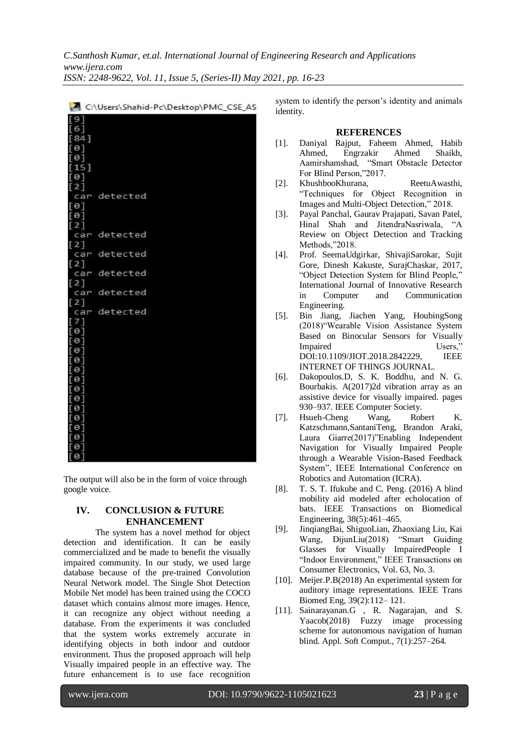```
C:\Users\Shahid-Pc\Desktop\PMC_CSE_AS
[9]
[6]
[84]
[0]
[0]
[15]
[0]
[2]
 car detected
[0]
[0]
[2]
 car detected
[2]
 car detected
[2]
 car detected
[2]
 car detected
[2]
 car detected
[7]
[0]
[0]
[0]
[0]
[0]
[0]
[0]
[0]
[0]
[0]
[0]
[0]
[0]
[0]
```

The output will also be in the form of voice through google voice.

## IV. CONCLUSION & FUTURE ENHANCEMENT

The system has a novel method for object detection and identification. It can be easily commercialized and be made to benefit the visually impaired community. In our study, we used large database because of the pre-trained Convolution Neural Network model. The Single Shot Detection Mobile Net model has been trained using the COCO dataset which contains almost more images. Hence, it can recognize any object without needing a database. From the experiments it was concluded that the system works extremely accurate in identifying objects in both indoor and outdoor environment. Thus the proposed approach will help Visually impaired people in an effective way. The future enhancement is to use face recognition system to identify the person's identity and animals identity.

## REFERENCES

[1]. Daniyal Rajput, Faheem Ahmed, Habib Ahmed, Engrzakir Ahmed Shaikh, Aamirshamshad, "Smart Obstacle Detector For Blind Person,"2017.

[2]. KhushbooKhurana, ReetuAwasthi, "Techniques for Object Recognition in Images and Multi-Object Detection," 2018.

[3]. Payal Panchal, Gaurav Prajapati, Savan Patel, Hinal Shah and JitendraNasriwala, "A Review on Object Detection and Tracking Methods,"2018.

[4]. Prof. SeemaUdgirkar, ShivajiSarokar, Sujit Gore, Dinesh Kakuste, SurajChaskar, 2017, "Object Detection System for Blind People," International Journal of Innovative Research in Computer and Communication Engineering.

[5]. Bin Jiang, Jiachen Yang, HoubingSong (2018)"Wearable Vision Assistance System Based on Binocular Sensors for Visually Impaired Users," DOI:10.1109/JIOT.2018.2842229, IEEE INTERNET OF THINGS JOURNAL.

[6]. Dakopoulos.D, S. K. Boddhu, and N. G. Bourbakis. A(2017)2d vibration array as an assistive device for visually impaired. pages 930–937. IEEE Computer Society.

[7]. Hsueh-Cheng Wang, Robert K. Katzschmann,SantaniTeng, Brandon Araki, Laura Giarre(2017)"Enabling Independent Navigation for Visually Impaired People through a Wearable Vision-Based Feedback System", IEEE International Conference on Robotics and Automation (ICRA).

[8]. T. S. T. Ifukube and C. Peng. (2016) A blind mobility aid modeled after echolocation of bats. IEEE Transactions on Biomedical Engineering, 38(5):461–465.

[9]. JinqiangBai, ShiguoLian, Zhaoxiang Liu, Kai Wang, DijunLiu(2018) "Smart Guiding Glasses for Visually ImpairedPeople I "Indoor Environment," IEEE Transactions on Consumer Electronics, Vol. 63, No. 3.

[10]. Meijer.P.B(2018) An experimental system for auditory image representations. IEEE Trans Biomed Eng, 39(2):112– 121.

[11]. Sainarayanan.G , R. Nagarajan, and S. Yaacob(2018) Fuzzy image processing scheme for autonomous navigation of human blind. Appl. Soft Comput., 7(1):257–264.